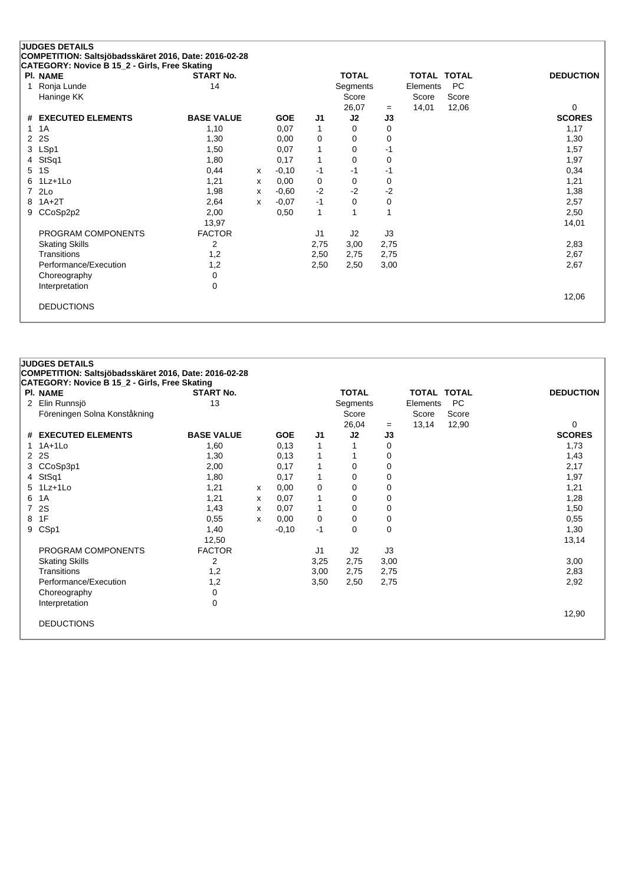## JUDGES DETAILS

**COMPETITION: Saltsjöbadsskäret 2016, Date: 2016-02-28**

**CATEGORY: Novice B 15_2 - Girls, Free Skating**

| Pl. | NAME | START No. | TOTAL Segments Score | = | TOTAL Elements Score | TOTAL PC Score | DEDUCTION |
|---|---|---|---|---|---|---|---|
| 1 | Ronja Lunde, Haninge KK | 14 | 26,07 | = | 14,01 | 12,06 | 0 |

| # | EXECUTED ELEMENTS | BASE VALUE | | GOE | J1 | J2 | J3 | SCORES |
|---|---|---|---|---|---|---|---|---|
| 1 | 1A | 1,10 | | 0,07 | 1 | 0 | 0 | 1,17 |
| 2 | 2S | 1,30 | | 0,00 | 0 | 0 | 0 | 1,30 |
| 3 | LSp1 | 1,50 | | 0,07 | 1 | 0 | -1 | 1,57 |
| 4 | StSq1 | 1,80 | | 0,17 | 1 | 0 | 0 | 1,97 |
| 5 | 1S | 0,44 | x | -0,10 | -1 | -1 | -1 | 0,34 |
| 6 | 1Lz+1Lo | 1,21 | x | 0,00 | 0 | 0 | 0 | 1,21 |
| 7 | 2Lo | 1,98 | x | -0,60 | -2 | -2 | -2 | 1,38 |
| 8 | 1A+2T | 2,64 | x | -0,07 | -1 | 0 | 0 | 2,57 |
| 9 | CCoSp2p2 | 2,00 | | 0,50 | 1 | 1 | 1 | 2,50 |
| | | 13,97 | | | | | | 14,01 |

| PROGRAM COMPONENTS | FACTOR | J1 | J2 | J3 | |
|---|---|---|---|---|---|
| Skating Skills | 2 | 2,75 | 3,00 | 2,75 | 2,83 |
| Transitions | 1,2 | 2,50 | 2,75 | 2,75 | 2,67 |
| Performance/Execution | 1,2 | 2,50 | 2,50 | 3,00 | 2,67 |
| Choreography | 0 | | | | |
| Interpretation | 0 | | | | |
| | | | | | 12,06 |
| DEDUCTIONS | | | | | |

## JUDGES DETAILS

**COMPETITION: Saltsjöbadsskäret 2016, Date: 2016-02-28**

**CATEGORY: Novice B 15_2 - Girls, Free Skating**

| Pl. | NAME | START No. | TOTAL Segments Score | = | TOTAL Elements Score | TOTAL PC Score | DEDUCTION |
|---|---|---|---|---|---|---|---|
| 2 | Elin Runnsjö, Föreningen Solna Konståkning | 13 | 26,04 | = | 13,14 | 12,90 | 0 |

| # | EXECUTED ELEMENTS | BASE VALUE | | GOE | J1 | J2 | J3 | SCORES |
|---|---|---|---|---|---|---|---|---|
| 1 | 1A+1Lo | 1,60 | | 0,13 | 1 | 1 | 0 | 1,73 |
| 2 | 2S | 1,30 | | 0,13 | 1 | 1 | 0 | 1,43 |
| 3 | CCoSp3p1 | 2,00 | | 0,17 | 1 | 0 | 0 | 2,17 |
| 4 | StSq1 | 1,80 | | 0,17 | 1 | 0 | 0 | 1,97 |
| 5 | 1Lz+1Lo | 1,21 | x | 0,00 | 0 | 0 | 0 | 1,21 |
| 6 | 1A | 1,21 | x | 0,07 | 1 | 0 | 0 | 1,28 |
| 7 | 2S | 1,43 | x | 0,07 | 1 | 0 | 0 | 1,50 |
| 8 | 1F | 0,55 | x | 0,00 | 0 | 0 | 0 | 0,55 |
| 9 | CSp1 | 1,40 | | -0,10 | -1 | 0 | 0 | 1,30 |
| | | 12,50 | | | | | | 13,14 |

| PROGRAM COMPONENTS | FACTOR | J1 | J2 | J3 | |
|---|---|---|---|---|---|
| Skating Skills | 2 | 3,25 | 2,75 | 3,00 | 3,00 |
| Transitions | 1,2 | 3,00 | 2,75 | 2,75 | 2,83 |
| Performance/Execution | 1,2 | 3,50 | 2,50 | 2,75 | 2,92 |
| Choreography | 0 | | | | |
| Interpretation | 0 | | | | |
| | | | | | 12,90 |
| DEDUCTIONS | | | | | |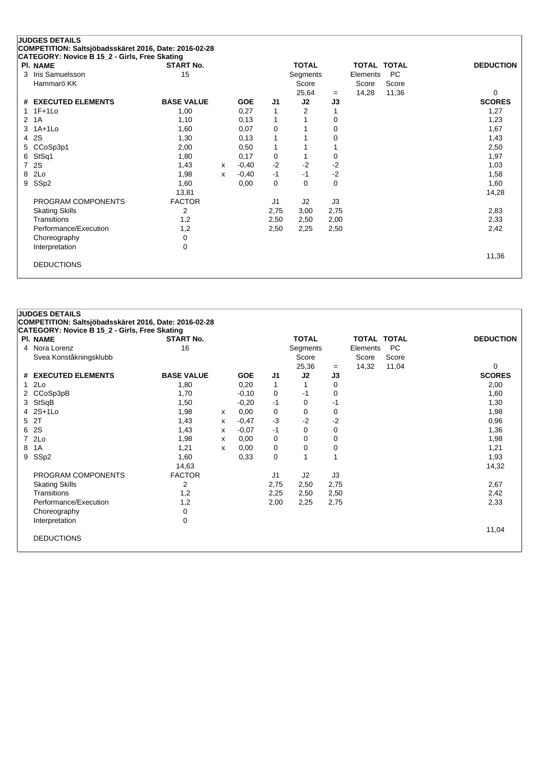## JUDGES DETAILS

**COMPETITION: Saltsjöbadsskäret 2016, Date: 2016-02-28**

**CATEGORY: Novice B 15_2 - Girls, Free Skating**

| Pl. | NAME | START No. | TOTAL Segments Score | = | TOTAL Elements Score | TOTAL PC Score | DEDUCTION |
|---|---|---|---|---|---|---|---|
| 3 | Iris Samuelsson<br>Hammarö KK | 15 | 25,64 | = | 14,28 | 11,36 | 0 |

| # | EXECUTED ELEMENTS | BASE VALUE | | GOE | J1 | J2 | J3 | SCORES |
|---|---|---|---|---|---|---|---|---|
| 1 | 1F+1Lo | 1,00 | | 0,27 | 1 | 2 | 1 | 1,27 |
| 2 | 1A | 1,10 | | 0,13 | 1 | 1 | 0 | 1,23 |
| 3 | 1A+1Lo | 1,60 | | 0,07 | 0 | 1 | 0 | 1,67 |
| 4 | 2S | 1,30 | | 0,13 | 1 | 1 | 0 | 1,43 |
| 5 | CCoSp3p1 | 2,00 | | 0,50 | 1 | 1 | 1 | 2,50 |
| 6 | StSq1 | 1,80 | | 0,17 | 0 | 1 | 0 | 1,97 |
| 7 | 2S | 1,43 | x | -0,40 | -2 | -2 | -2 | 1,03 |
| 8 | 2Lo | 1,98 | x | -0,40 | -1 | -1 | -2 | 1,58 |
| 9 | SSp2 | 1,60 | | 0,00 | 0 | 0 | 0 | 1,60 |
| | | 13,81 | | | | | | 14,28 |
| | PROGRAM COMPONENTS | FACTOR | | | J1 | J2 | J3 | |
| | Skating Skills | 2 | | | 2,75 | 3,00 | 2,75 | 2,83 |
| | Transitions | 1,2 | | | 2,50 | 2,50 | 2,00 | 2,33 |
| | Performance/Execution | 1,2 | | | 2,50 | 2,25 | 2,50 | 2,42 |
| | Choreography | 0 | | | | | | |
| | Interpretation | 0 | | | | | | |
| | | | | | | | | 11,36 |
| | DEDUCTIONS | | | | | | | |

## JUDGES DETAILS

**COMPETITION: Saltsjöbadsskäret 2016, Date: 2016-02-28**

**CATEGORY: Novice B 15_2 - Girls, Free Skating**

| Pl. | NAME | START No. | TOTAL Segments Score | = | TOTAL Elements Score | TOTAL PC Score | DEDUCTION |
|---|---|---|---|---|---|---|---|
| 4 | Nora Lorenz<br>Svea Konståkningsklubb | 16 | 25,36 | = | 14,32 | 11,04 | 0 |

| # | EXECUTED ELEMENTS | BASE VALUE | | GOE | J1 | J2 | J3 | SCORES |
|---|---|---|---|---|---|---|---|---|
| 1 | 2Lo | 1,80 | | 0,20 | 1 | 1 | 0 | 2,00 |
| 2 | CCoSp3pB | 1,70 | | -0,10 | 0 | -1 | 0 | 1,60 |
| 3 | StSqB | 1,50 | | -0,20 | -1 | 0 | -1 | 1,30 |
| 4 | 2S+1Lo | 1,98 | x | 0,00 | 0 | 0 | 0 | 1,98 |
| 5 | 2T | 1,43 | x | -0,47 | -3 | -2 | -2 | 0,96 |
| 6 | 2S | 1,43 | x | -0,07 | -1 | 0 | 0 | 1,36 |
| 7 | 2Lo | 1,98 | x | 0,00 | 0 | 0 | 0 | 1,98 |
| 8 | 1A | 1,21 | x | 0,00 | 0 | 0 | 0 | 1,21 |
| 9 | SSp2 | 1,60 | | 0,33 | 0 | 1 | 1 | 1,93 |
| | | 14,63 | | | | | | 14,32 |
| | PROGRAM COMPONENTS | FACTOR | | | J1 | J2 | J3 | |
| | Skating Skills | 2 | | | 2,75 | 2,50 | 2,75 | 2,67 |
| | Transitions | 1,2 | | | 2,25 | 2,50 | 2,50 | 2,42 |
| | Performance/Execution | 1,2 | | | 2,00 | 2,25 | 2,75 | 2,33 |
| | Choreography | 0 | | | | | | |
| | Interpretation | 0 | | | | | | |
| | | | | | | | | 11,04 |
| | DEDUCTIONS | | | | | | | |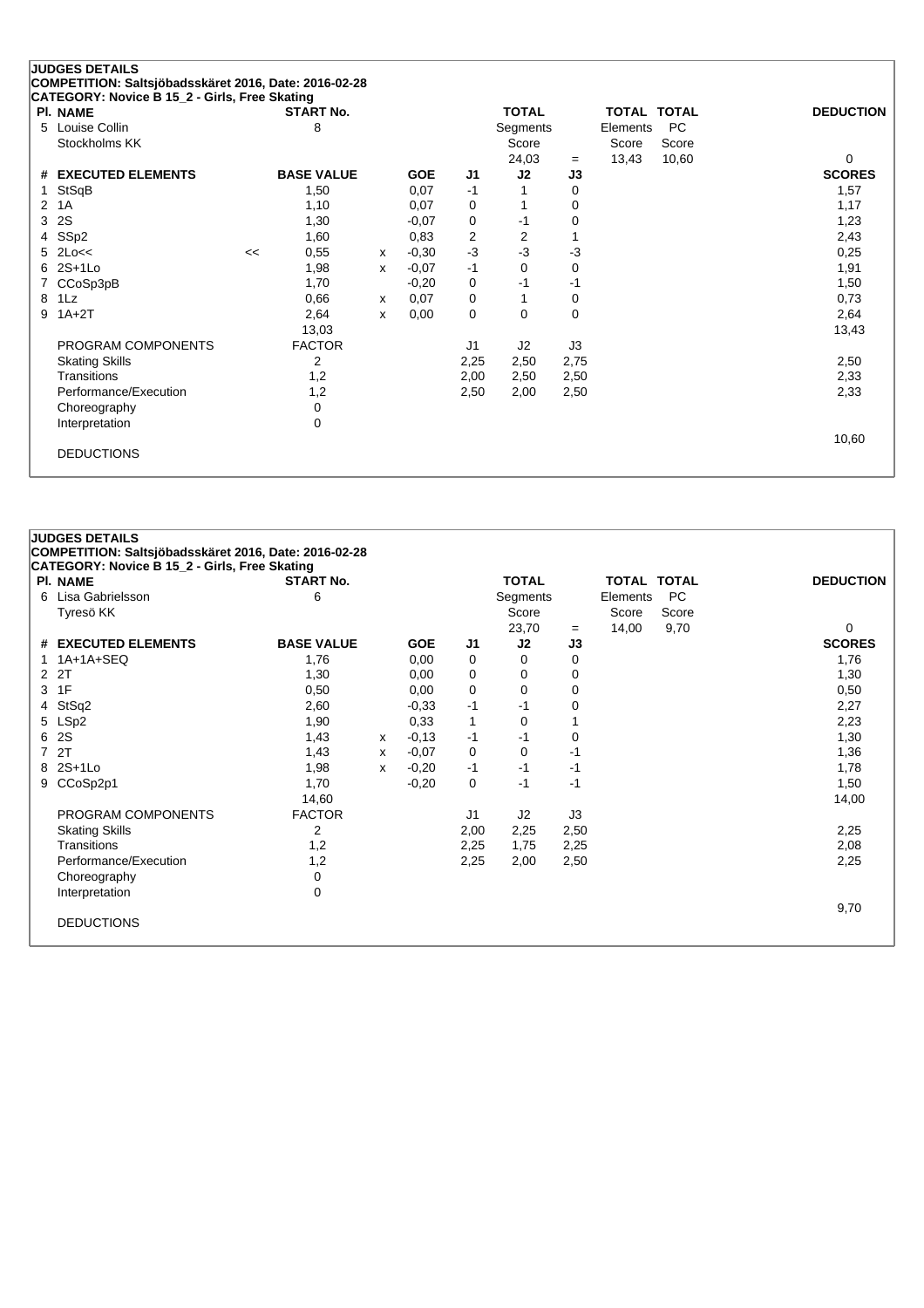## JUDGES DETAILS

**COMPETITION: Saltsjöbadsskäret 2016, Date: 2016-02-28**
**CATEGORY: Novice B 15_2 - Girls, Free Skating**

| Pl. | NAME | START No. | TOTAL Segments Score | = | TOTAL Elements Score | TOTAL PC Score | DEDUCTION |
|---|---|---|---|---|---|---|---|
| 5 | Louise Collin, Stockholms KK | 8 | 24,03 | = | 13,43 | 10,60 | 0 |

| # | EXECUTED ELEMENTS | | BASE VALUE | | GOE | J1 | J2 | J3 | SCORES |
|---|---|---|---|---|---|---|---|---|---|
| 1 | StSqB | | 1,50 | | 0,07 | -1 | 1 | 0 | 1,57 |
| 2 | 1A | | 1,10 | | 0,07 | 0 | 1 | 0 | 1,17 |
| 3 | 2S | | 1,30 | | -0,07 | 0 | -1 | 0 | 1,23 |
| 4 | SSp2 | | 1,60 | | 0,83 | 2 | 2 | 1 | 2,43 |
| 5 | 2Lo<< | << | 0,55 | x | -0,30 | -3 | -3 | -3 | 0,25 |
| 6 | 2S+1Lo | | 1,98 | x | -0,07 | -1 | 0 | 0 | 1,91 |
| 7 | CCoSp3pB | | 1,70 | | -0,20 | 0 | -1 | -1 | 1,50 |
| 8 | 1Lz | | 0,66 | x | 0,07 | 0 | 1 | 0 | 0,73 |
| 9 | 1A+2T | | 2,64 | x | 0,00 | 0 | 0 | 0 | 2,64 |
| | | | 13,03 | | | | | | 13,43 |

| PROGRAM COMPONENTS | FACTOR | J1 | J2 | J3 | SCORES |
|---|---|---|---|---|---|
| Skating Skills | 2 | 2,25 | 2,50 | 2,75 | 2,50 |
| Transitions | 1,2 | 2,00 | 2,50 | 2,50 | 2,33 |
| Performance/Execution | 1,2 | 2,50 | 2,00 | 2,50 | 2,33 |
| Choreography | 0 | | | | |
| Interpretation | 0 | | | | |
| | | | | | 10,60 |

DEDUCTIONS

## JUDGES DETAILS

**COMPETITION: Saltsjöbadsskäret 2016, Date: 2016-02-28**
**CATEGORY: Novice B 15_2 - Girls, Free Skating**

| Pl. | NAME | START No. | TOTAL Segments Score | = | TOTAL Elements Score | TOTAL PC Score | DEDUCTION |
|---|---|---|---|---|---|---|---|
| 6 | Lisa Gabrielsson, Tyresö KK | 6 | 23,70 | = | 14,00 | 9,70 | 0 |

| # | EXECUTED ELEMENTS | | BASE VALUE | | GOE | J1 | J2 | J3 | SCORES |
|---|---|---|---|---|---|---|---|---|---|
| 1 | 1A+1A+SEQ | | 1,76 | | 0,00 | 0 | 0 | 0 | 1,76 |
| 2 | 2T | | 1,30 | | 0,00 | 0 | 0 | 0 | 1,30 |
| 3 | 1F | | 0,50 | | 0,00 | 0 | 0 | 0 | 0,50 |
| 4 | StSq2 | | 2,60 | | -0,33 | -1 | -1 | 0 | 2,27 |
| 5 | LSp2 | | 1,90 | | 0,33 | 1 | 0 | 1 | 2,23 |
| 6 | 2S | | 1,43 | x | -0,13 | -1 | -1 | 0 | 1,30 |
| 7 | 2T | | 1,43 | x | -0,07 | 0 | 0 | -1 | 1,36 |
| 8 | 2S+1Lo | | 1,98 | x | -0,20 | -1 | -1 | -1 | 1,78 |
| 9 | CCoSp2p1 | | 1,70 | | -0,20 | 0 | -1 | -1 | 1,50 |
| | | | 14,60 | | | | | | 14,00 |

| PROGRAM COMPONENTS | FACTOR | J1 | J2 | J3 | SCORES |
|---|---|---|---|---|---|
| Skating Skills | 2 | 2,00 | 2,25 | 2,50 | 2,25 |
| Transitions | 1,2 | 2,25 | 1,75 | 2,25 | 2,08 |
| Performance/Execution | 1,2 | 2,25 | 2,00 | 2,50 | 2,25 |
| Choreography | 0 | | | | |
| Interpretation | 0 | | | | |
| | | | | | 9,70 |

DEDUCTIONS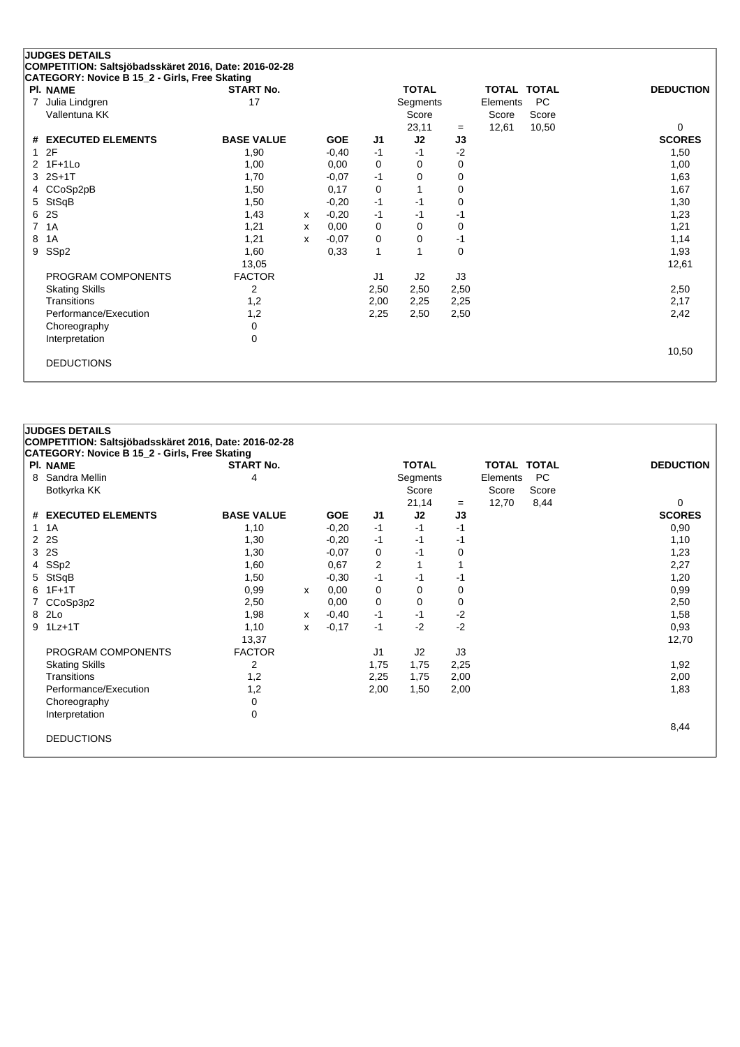**JUDGES DETAILS**

**COMPETITION: Saltsjöbadsskäret 2016, Date: 2016-02-28**

**CATEGORY: Novice B 15_2 - Girls, Free Skating**

| Pl. | NAME | START No. | TOTAL Segments Score | = | TOTAL Elements Score | TOTAL PC Score | DEDUCTION |
|---|---|---|---|---|---|---|---|
| 7 | Julia Lindgren, Vallentuna KK | 17 | 23,11 | = | 12,61 | 10,50 | 0 |

| # | EXECUTED ELEMENTS | BASE VALUE | | GOE | J1 | J2 | J3 | SCORES |
|---|---|---|---|---|---|---|---|---|
| 1 | 2F | 1,90 | | -0,40 | -1 | -1 | -2 | 1,50 |
| 2 | 1F+1Lo | 1,00 | | 0,00 | 0 | 0 | 0 | 1,00 |
| 3 | 2S+1T | 1,70 | | -0,07 | -1 | 0 | 0 | 1,63 |
| 4 | CCoSp2pB | 1,50 | | 0,17 | 0 | 1 | 0 | 1,67 |
| 5 | StSqB | 1,50 | | -0,20 | -1 | -1 | 0 | 1,30 |
| 6 | 2S | 1,43 | x | -0,20 | -1 | -1 | -1 | 1,23 |
| 7 | 1A | 1,21 | x | 0,00 | 0 | 0 | 0 | 1,21 |
| 8 | 1A | 1,21 | x | -0,07 | 0 | 0 | -1 | 1,14 |
| 9 | SSp2 | 1,60 | | 0,33 | 1 | 1 | 0 | 1,93 |
| | | 13,05 | | | | | | 12,61 |

| PROGRAM COMPONENTS | FACTOR | J1 | J2 | J3 | SCORES |
|---|---|---|---|---|---|
| Skating Skills | 2 | 2,50 | 2,50 | 2,50 | 2,50 |
| Transitions | 1,2 | 2,00 | 2,25 | 2,25 | 2,17 |
| Performance/Execution | 1,2 | 2,25 | 2,50 | 2,50 | 2,42 |
| Choreography | 0 | | | | |
| Interpretation | 0 | | | | |
| | | | | | 10,50 |

DEDUCTIONS

**JUDGES DETAILS**

**COMPETITION: Saltsjöbadsskäret 2016, Date: 2016-02-28**

**CATEGORY: Novice B 15_2 - Girls, Free Skating**

| Pl. | NAME | START No. | TOTAL Segments Score | = | TOTAL Elements Score | TOTAL PC Score | DEDUCTION |
|---|---|---|---|---|---|---|---|
| 8 | Sandra Mellin, Botkyrka KK | 4 | 21,14 | = | 12,70 | 8,44 | 0 |

| # | EXECUTED ELEMENTS | BASE VALUE | | GOE | J1 | J2 | J3 | SCORES |
|---|---|---|---|---|---|---|---|---|
| 1 | 1A | 1,10 | | -0,20 | -1 | -1 | -1 | 0,90 |
| 2 | 2S | 1,30 | | -0,20 | -1 | -1 | -1 | 1,10 |
| 3 | 2S | 1,30 | | -0,07 | 0 | -1 | 0 | 1,23 |
| 4 | SSp2 | 1,60 | | 0,67 | 2 | 1 | 1 | 2,27 |
| 5 | StSqB | 1,50 | | -0,30 | -1 | -1 | -1 | 1,20 |
| 6 | 1F+1T | 0,99 | x | 0,00 | 0 | 0 | 0 | 0,99 |
| 7 | CCoSp3p2 | 2,50 | | 0,00 | 0 | 0 | 0 | 2,50 |
| 8 | 2Lo | 1,98 | x | -0,40 | -1 | -1 | -2 | 1,58 |
| 9 | 1Lz+1T | 1,10 | x | -0,17 | -1 | -2 | -2 | 0,93 |
| | | 13,37 | | | | | | 12,70 |

| PROGRAM COMPONENTS | FACTOR | J1 | J2 | J3 | SCORES |
|---|---|---|---|---|---|
| Skating Skills | 2 | 1,75 | 1,75 | 2,25 | 1,92 |
| Transitions | 1,2 | 2,25 | 1,75 | 2,00 | 2,00 |
| Performance/Execution | 1,2 | 2,00 | 1,50 | 2,00 | 1,83 |
| Choreography | 0 | | | | |
| Interpretation | 0 | | | | |
| | | | | | 8,44 |

DEDUCTIONS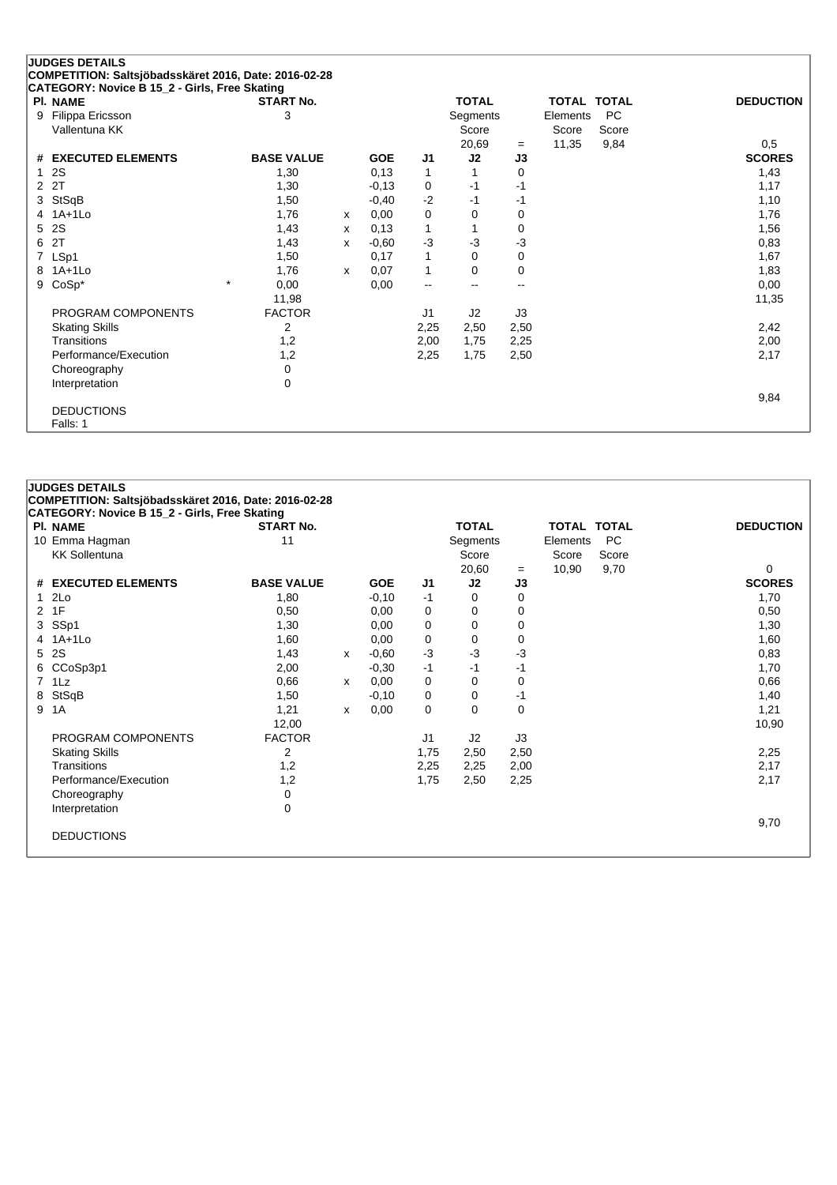## JUDGES DETAILS

**COMPETITION: Saltsjöbadsskäret 2016, Date: 2016-02-28**

**CATEGORY: Novice B 15_2 - Girls, Free Skating**

| Pl. | NAME | START No. | TOTAL Segments Score | = | TOTAL Elements Score | TOTAL PC Score | DEDUCTION |
|---|---|---|---|---|---|---|---|
| 9 | Filippa Ericsson<br>Vallentuna KK | 3 | 20,69 | = | 11,35 | 9,84 | 0,5 |

| # | EXECUTED ELEMENTS | | BASE VALUE | | GOE | J1 | J2 | J3 | SCORES |
|---|---|---|---|---|---|---|---|---|---|
| 1 | 2S | | 1,30 | | 0,13 | 1 | 1 | 0 | 1,43 |
| 2 | 2T | | 1,30 | | -0,13 | 0 | -1 | -1 | 1,17 |
| 3 | StSqB | | 1,50 | | -0,40 | -2 | -1 | -1 | 1,10 |
| 4 | 1A+1Lo | | 1,76 | x | 0,00 | 0 | 0 | 0 | 1,76 |
| 5 | 2S | | 1,43 | x | 0,13 | 1 | 1 | 0 | 1,56 |
| 6 | 2T | | 1,43 | x | -0,60 | -3 | -3 | -3 | 0,83 |
| 7 | LSp1 | | 1,50 | | 0,17 | 1 | 0 | 0 | 1,67 |
| 8 | 1A+1Lo | | 1,76 | x | 0,07 | 1 | 0 | 0 | 1,83 |
| 9 | CoSp* | * | 0,00 | | 0,00 | -- | -- | -- | 0,00 |
| | | | 11,98 | | | | | | 11,35 |

| PROGRAM COMPONENTS | FACTOR | J1 | J2 | J3 | |
|---|---|---|---|---|---|
| Skating Skills | 2 | 2,25 | 2,50 | 2,50 | 2,42 |
| Transitions | 1,2 | 2,00 | 1,75 | 2,25 | 2,00 |
| Performance/Execution | 1,2 | 2,25 | 1,75 | 2,50 | 2,17 |
| Choreography | 0 | | | | |
| Interpretation | 0 | | | | |
| | | | | | 9,84 |

DEDUCTIONS

Falls: 1

## JUDGES DETAILS

**COMPETITION: Saltsjöbadsskäret 2016, Date: 2016-02-28**

**CATEGORY: Novice B 15_2 - Girls, Free Skating**

| Pl. | NAME | START No. | TOTAL Segments Score | = | TOTAL Elements Score | TOTAL PC Score | DEDUCTION |
|---|---|---|---|---|---|---|---|
| 10 | Emma Hagman<br>KK Sollentuna | 11 | 20,60 | = | 10,90 | 9,70 | 0 |

| # | EXECUTED ELEMENTS | | BASE VALUE | | GOE | J1 | J2 | J3 | SCORES |
|---|---|---|---|---|---|---|---|---|---|
| 1 | 2Lo | | 1,80 | | -0,10 | -1 | 0 | 0 | 1,70 |
| 2 | 1F | | 0,50 | | 0,00 | 0 | 0 | 0 | 0,50 |
| 3 | SSp1 | | 1,30 | | 0,00 | 0 | 0 | 0 | 1,30 |
| 4 | 1A+1Lo | | 1,60 | | 0,00 | 0 | 0 | 0 | 1,60 |
| 5 | 2S | | 1,43 | x | -0,60 | -3 | -3 | -3 | 0,83 |
| 6 | CCoSp3p1 | | 2,00 | | -0,30 | -1 | -1 | -1 | 1,70 |
| 7 | 1Lz | | 0,66 | x | 0,00 | 0 | 0 | 0 | 0,66 |
| 8 | StSqB | | 1,50 | | -0,10 | 0 | 0 | -1 | 1,40 |
| 9 | 1A | | 1,21 | x | 0,00 | 0 | 0 | 0 | 1,21 |
| | | | 12,00 | | | | | | 10,90 |

| PROGRAM COMPONENTS | FACTOR | J1 | J2 | J3 | |
|---|---|---|---|---|---|
| Skating Skills | 2 | 1,75 | 2,50 | 2,50 | 2,25 |
| Transitions | 1,2 | 2,25 | 2,25 | 2,00 | 2,17 |
| Performance/Execution | 1,2 | 1,75 | 2,50 | 2,25 | 2,17 |
| Choreography | 0 | | | | |
| Interpretation | 0 | | | | |
| | | | | | 9,70 |

DEDUCTIONS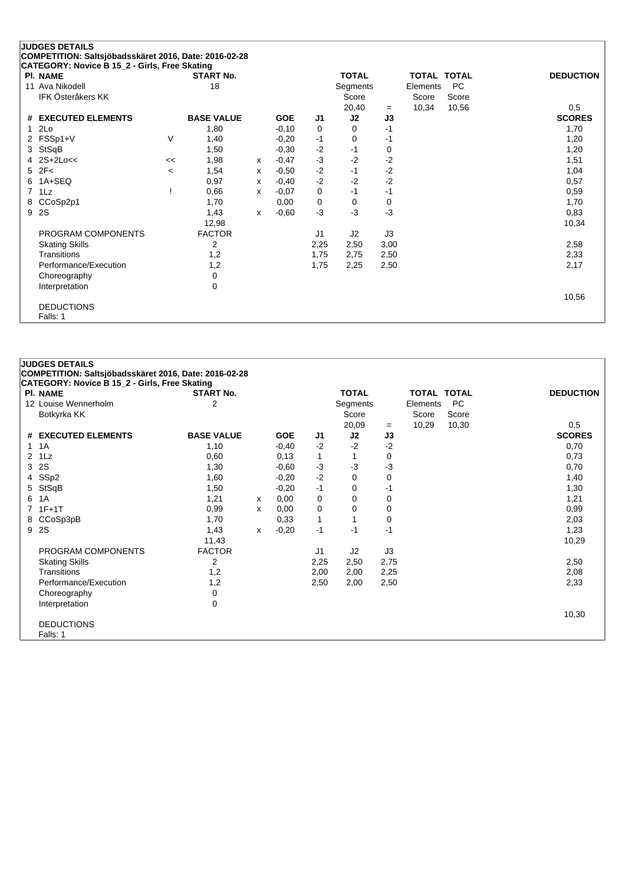**JUDGES DETAILS**
**COMPETITION: Saltsjöbadsskäret 2016, Date: 2016-02-28**
**CATEGORY: Novice B 15_2 - Girls, Free Skating**

| Pl. | NAME | START No. | TOTAL Segments Score | = | TOTAL Elements Score | TOTAL PC Score | DEDUCTION |
|---|---|---|---|---|---|---|---|
| 11 | Ava Nikodell, IFK Österåkers KK | 18 | 20,40 | = | 10,34 | 10,56 | 0,5 |

| # | EXECUTED ELEMENTS | | BASE VALUE | | GOE | J1 | J2 | J3 | SCORES |
|---|---|---|---|---|---|---|---|---|---|
| 1 | 2Lo | | 1,80 | | -0,10 | 0 | 0 | -1 | 1,70 |
| 2 | FSSp1+V | V | 1,40 | | -0,20 | -1 | 0 | -1 | 1,20 |
| 3 | StSqB | | 1,50 | | -0,30 | -2 | -1 | 0 | 1,20 |
| 4 | 2S+2Lo<< | << | 1,98 | x | -0,47 | -3 | -2 | -2 | 1,51 |
| 5 | 2F< | < | 1,54 | x | -0,50 | -2 | -1 | -2 | 1,04 |
| 6 | 1A+SEQ | | 0,97 | x | -0,40 | -2 | -2 | -2 | 0,57 |
| 7 | 1Lz | ! | 0,66 | x | -0,07 | 0 | -1 | -1 | 0,59 |
| 8 | CCoSp2p1 | | 1,70 | | 0,00 | 0 | 0 | 0 | 1,70 |
| 9 | 2S | | 1,43 | x | -0,60 | -3 | -3 | -3 | 0,83 |
| | | | 12,98 | | | | | | 10,34 |

| PROGRAM COMPONENTS | FACTOR | J1 | J2 | J3 | |
|---|---|---|---|---|---|
| Skating Skills | 2 | 2,25 | 2,50 | 3,00 | 2,58 |
| Transitions | 1,2 | 1,75 | 2,75 | 2,50 | 2,33 |
| Performance/Execution | 1,2 | 1,75 | 2,25 | 2,50 | 2,17 |
| Choreography | 0 | | | | |
| Interpretation | 0 | | | | |
| | | | | | 10,56 |

DEDUCTIONS
Falls: 1

**JUDGES DETAILS**
**COMPETITION: Saltsjöbadsskäret 2016, Date: 2016-02-28**
**CATEGORY: Novice B 15_2 - Girls, Free Skating**

| Pl. | NAME | START No. | TOTAL Segments Score | = | TOTAL Elements Score | TOTAL PC Score | DEDUCTION |
|---|---|---|---|---|---|---|---|
| 12 | Louise Wennerholm, Botkyrka KK | 2 | 20,09 | = | 10,29 | 10,30 | 0,5 |

| # | EXECUTED ELEMENTS | | BASE VALUE | | GOE | J1 | J2 | J3 | SCORES |
|---|---|---|---|---|---|---|---|---|---|
| 1 | 1A | | 1,10 | | -0,40 | -2 | -2 | -2 | 0,70 |
| 2 | 1Lz | | 0,60 | | 0,13 | 1 | 1 | 0 | 0,73 |
| 3 | 2S | | 1,30 | | -0,60 | -3 | -3 | -3 | 0,70 |
| 4 | SSp2 | | 1,60 | | -0,20 | -2 | 0 | 0 | 1,40 |
| 5 | StSqB | | 1,50 | | -0,20 | -1 | 0 | -1 | 1,30 |
| 6 | 1A | | 1,21 | x | 0,00 | 0 | 0 | 0 | 1,21 |
| 7 | 1F+1T | | 0,99 | x | 0,00 | 0 | 0 | 0 | 0,99 |
| 8 | CCoSp3pB | | 1,70 | | 0,33 | 1 | 1 | 0 | 2,03 |
| 9 | 2S | | 1,43 | x | -0,20 | -1 | -1 | -1 | 1,23 |
| | | | 11,43 | | | | | | 10,29 |

| PROGRAM COMPONENTS | FACTOR | J1 | J2 | J3 | |
|---|---|---|---|---|---|
| Skating Skills | 2 | 2,25 | 2,50 | 2,75 | 2,50 |
| Transitions | 1,2 | 2,00 | 2,00 | 2,25 | 2,08 |
| Performance/Execution | 1,2 | 2,50 | 2,00 | 2,50 | 2,33 |
| Choreography | 0 | | | | |
| Interpretation | 0 | | | | |
| | | | | | 10,30 |

DEDUCTIONS
Falls: 1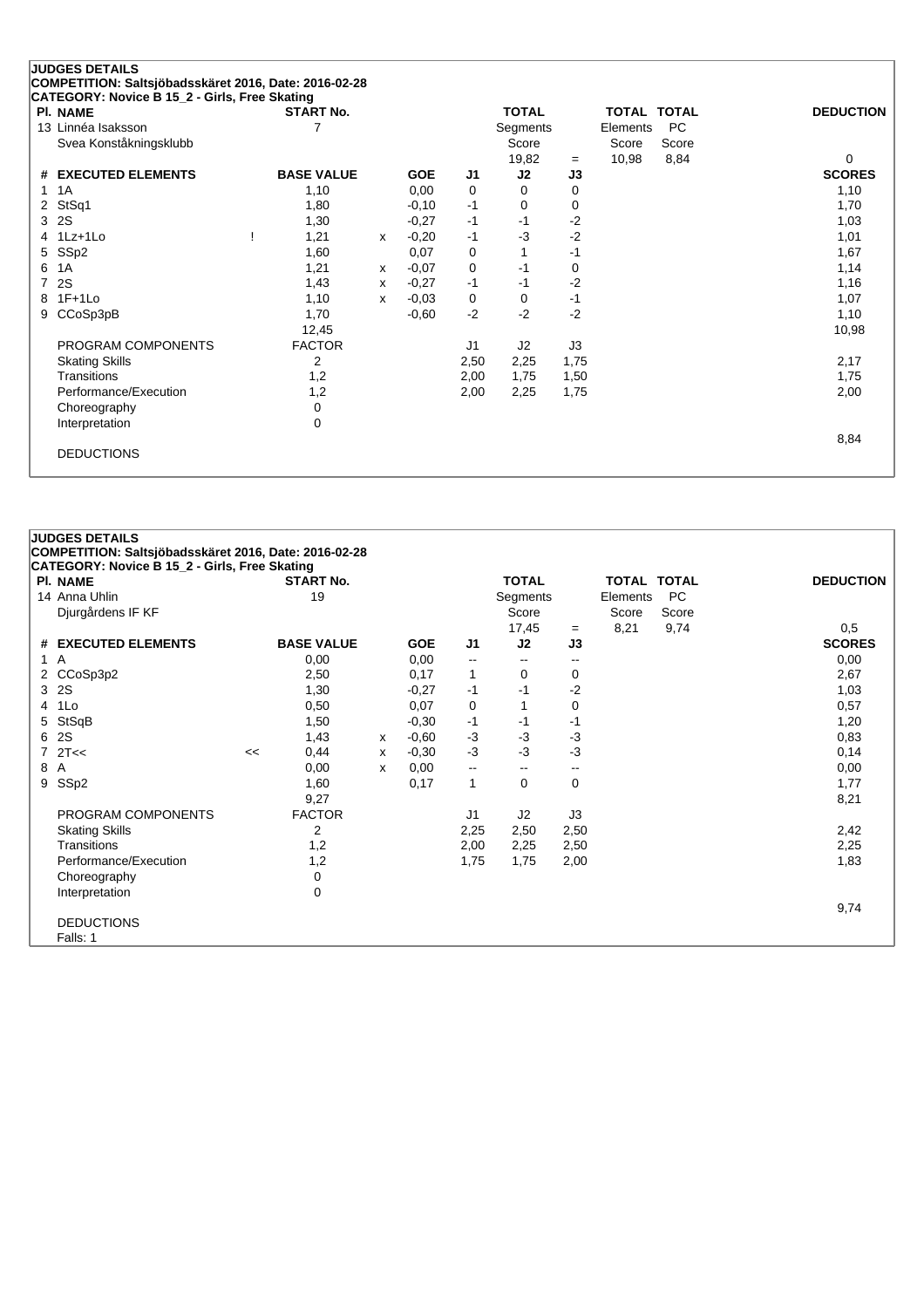## JUDGES DETAILS

**COMPETITION: Saltsjöbadsskäret 2016, Date: 2016-02-28**

**CATEGORY: Novice B 15_2 - Girls, Free Skating**

| Pl. | NAME | START No. | TOTAL Segments Score | = | TOTAL Elements Score | TOTAL PC Score | DEDUCTION |
|---|---|---|---|---|---|---|---|
| 13 | Linnéa Isaksson<br>Svea Konståkningsklubb | 7 | 19,82 | = | 10,98 | 8,84 | 0 |

| # | EXECUTED ELEMENTS | | BASE VALUE | | GOE | J1 | J2 | J3 | SCORES |
|---|---|---|---|---|---|---|---|---|---|
| 1 | 1A | | 1,10 | | 0,00 | 0 | 0 | 0 | 1,10 |
| 2 | StSq1 | | 1,80 | | -0,10 | -1 | 0 | 0 | 1,70 |
| 3 | 2S | | 1,30 | | -0,27 | -1 | -1 | -2 | 1,03 |
| 4 | 1Lz+1Lo | ! | 1,21 | x | -0,20 | -1 | -3 | -2 | 1,01 |
| 5 | SSp2 | | 1,60 | | 0,07 | 0 | 1 | -1 | 1,67 |
| 6 | 1A | | 1,21 | x | -0,07 | 0 | -1 | 0 | 1,14 |
| 7 | 2S | | 1,43 | x | -0,27 | -1 | -1 | -2 | 1,16 |
| 8 | 1F+1Lo | | 1,10 | x | -0,03 | 0 | 0 | -1 | 1,07 |
| 9 | CCoSp3pB | | 1,70 | | -0,60 | -2 | -2 | -2 | 1,10 |
| | | | 12,45 | | | | | | 10,98 |

| PROGRAM COMPONENTS | FACTOR | J1 | J2 | J3 | |
|---|---|---|---|---|---|
| Skating Skills | 2 | 2,50 | 2,25 | 1,75 | 2,17 |
| Transitions | 1,2 | 2,00 | 1,75 | 1,50 | 1,75 |
| Performance/Execution | 1,2 | 2,00 | 2,25 | 1,75 | 2,00 |
| Choreography | 0 | | | | |
| Interpretation | 0 | | | | |
| | | | | | 8,84 |

DEDUCTIONS

## JUDGES DETAILS

**COMPETITION: Saltsjöbadsskäret 2016, Date: 2016-02-28**

**CATEGORY: Novice B 15_2 - Girls, Free Skating**

| Pl. | NAME | START No. | TOTAL Segments Score | = | TOTAL Elements Score | TOTAL PC Score | DEDUCTION |
|---|---|---|---|---|---|---|---|
| 14 | Anna Uhlin<br>Djurgårdens IF KF | 19 | 17,45 | = | 8,21 | 9,74 | 0,5 |

| # | EXECUTED ELEMENTS | | BASE VALUE | | GOE | J1 | J2 | J3 | SCORES |
|---|---|---|---|---|---|---|---|---|---|
| 1 | A | | 0,00 | | 0,00 | -- | -- | -- | 0,00 |
| 2 | CCoSp3p2 | | 2,50 | | 0,17 | 1 | 0 | 0 | 2,67 |
| 3 | 2S | | 1,30 | | -0,27 | -1 | -1 | -2 | 1,03 |
| 4 | 1Lo | | 0,50 | | 0,07 | 0 | 1 | 0 | 0,57 |
| 5 | StSqB | | 1,50 | | -0,30 | -1 | -1 | -1 | 1,20 |
| 6 | 2S | | 1,43 | x | -0,60 | -3 | -3 | -3 | 0,83 |
| 7 | 2T<< | << | 0,44 | x | -0,30 | -3 | -3 | -3 | 0,14 |
| 8 | A | | 0,00 | x | 0,00 | -- | -- | -- | 0,00 |
| 9 | SSp2 | | 1,60 | | 0,17 | 1 | 0 | 0 | 1,77 |
| | | | 9,27 | | | | | | 8,21 |

| PROGRAM COMPONENTS | FACTOR | J1 | J2 | J3 | |
|---|---|---|---|---|---|
| Skating Skills | 2 | 2,25 | 2,50 | 2,50 | 2,42 |
| Transitions | 1,2 | 2,00 | 2,25 | 2,50 | 2,25 |
| Performance/Execution | 1,2 | 1,75 | 1,75 | 2,00 | 1,83 |
| Choreography | 0 | | | | |
| Interpretation | 0 | | | | |
| | | | | | 9,74 |

DEDUCTIONS

Falls: 1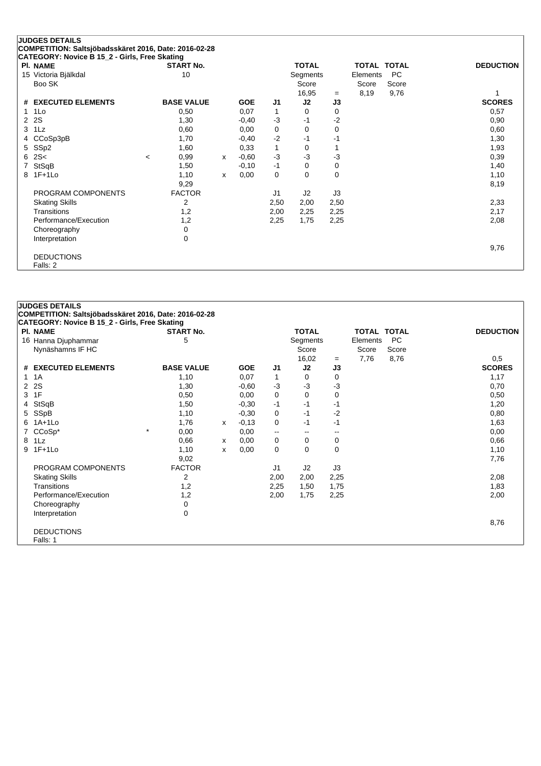## JUDGES DETAILS

**COMPETITION: Saltsjöbadsskäret 2016, Date: 2016-02-28**

**CATEGORY: Novice B 15_2 - Girls, Free Skating**

| Pl. NAME | START No. | TOTAL Segments Score | = | TOTAL Elements Score | TOTAL PC Score | DEDUCTION |
|---|---|---|---|---|---|---|
| 15 Victoria Bjälkdal<br>Boo SK | 10 | 16,95 | = | 8,19 | 9,76 | 1 |

| # | EXECUTED ELEMENTS | | BASE VALUE | | GOE | J1 | J2 | J3 | SCORES |
|---|---|---|---|---|---|---|---|---|---|
| 1 | 1Lo | | 0,50 | | 0,07 | 1 | 0 | 0 | 0,57 |
| 2 | 2S | | 1,30 | | -0,40 | -3 | -1 | -2 | 0,90 |
| 3 | 1Lz | | 0,60 | | 0,00 | 0 | 0 | 0 | 0,60 |
| 4 | CCoSp3pB | | 1,70 | | -0,40 | -2 | -1 | -1 | 1,30 |
| 5 | SSp2 | | 1,60 | | 0,33 | 1 | 0 | 1 | 1,93 |
| 6 | 2S< | < | 0,99 | x | -0,60 | -3 | -3 | -3 | 0,39 |
| 7 | StSqB | | 1,50 | | -0,10 | -1 | 0 | 0 | 1,40 |
| 8 | 1F+1Lo | | 1,10 | x | 0,00 | 0 | 0 | 0 | 1,10 |
| | | | 9,29 | | | | | | 8,19 |
| | PROGRAM COMPONENTS | | FACTOR | | | J1 | J2 | J3 | |
| | Skating Skills | | 2 | | | 2,50 | 2,00 | 2,50 | 2,33 |
| | Transitions | | 1,2 | | | 2,00 | 2,25 | 2,25 | 2,17 |
| | Performance/Execution | | 1,2 | | | 2,25 | 1,75 | 2,25 | 2,08 |
| | Choreography | | 0 | | | | | | |
| | Interpretation | | 0 | | | | | | |
| | | | | | | | | | 9,76 |

DEDUCTIONS

Falls: 2

## JUDGES DETAILS

**COMPETITION: Saltsjöbadsskäret 2016, Date: 2016-02-28**

**CATEGORY: Novice B 15_2 - Girls, Free Skating**

| Pl. NAME | START No. | TOTAL Segments Score | = | TOTAL Elements Score | TOTAL PC Score | DEDUCTION |
|---|---|---|---|---|---|---|
| 16 Hanna Djuphammar<br>Nynäshamns IF HC | 5 | 16,02 | = | 7,76 | 8,76 | 0,5 |

| # | EXECUTED ELEMENTS | | BASE VALUE | | GOE | J1 | J2 | J3 | SCORES |
|---|---|---|---|---|---|---|---|---|---|
| 1 | 1A | | 1,10 | | 0,07 | 1 | 0 | 0 | 1,17 |
| 2 | 2S | | 1,30 | | -0,60 | -3 | -3 | -3 | 0,70 |
| 3 | 1F | | 0,50 | | 0,00 | 0 | 0 | 0 | 0,50 |
| 4 | StSqB | | 1,50 | | -0,30 | -1 | -1 | -1 | 1,20 |
| 5 | SSpB | | 1,10 | | -0,30 | 0 | -1 | -2 | 0,80 |
| 6 | 1A+1Lo | | 1,76 | x | -0,13 | 0 | -1 | -1 | 1,63 |
| 7 | CCoSp* | * | 0,00 | | 0,00 | -- | -- | -- | 0,00 |
| 8 | 1Lz | | 0,66 | x | 0,00 | 0 | 0 | 0 | 0,66 |
| 9 | 1F+1Lo | | 1,10 | x | 0,00 | 0 | 0 | 0 | 1,10 |
| | | | 9,02 | | | | | | 7,76 |
| | PROGRAM COMPONENTS | | FACTOR | | | J1 | J2 | J3 | |
| | Skating Skills | | 2 | | | 2,00 | 2,00 | 2,25 | 2,08 |
| | Transitions | | 1,2 | | | 2,25 | 1,50 | 1,75 | 1,83 |
| | Performance/Execution | | 1,2 | | | 2,00 | 1,75 | 2,25 | 2,00 |
| | Choreography | | 0 | | | | | | |
| | Interpretation | | 0 | | | | | | |
| | | | | | | | | | 8,76 |

DEDUCTIONS

Falls: 1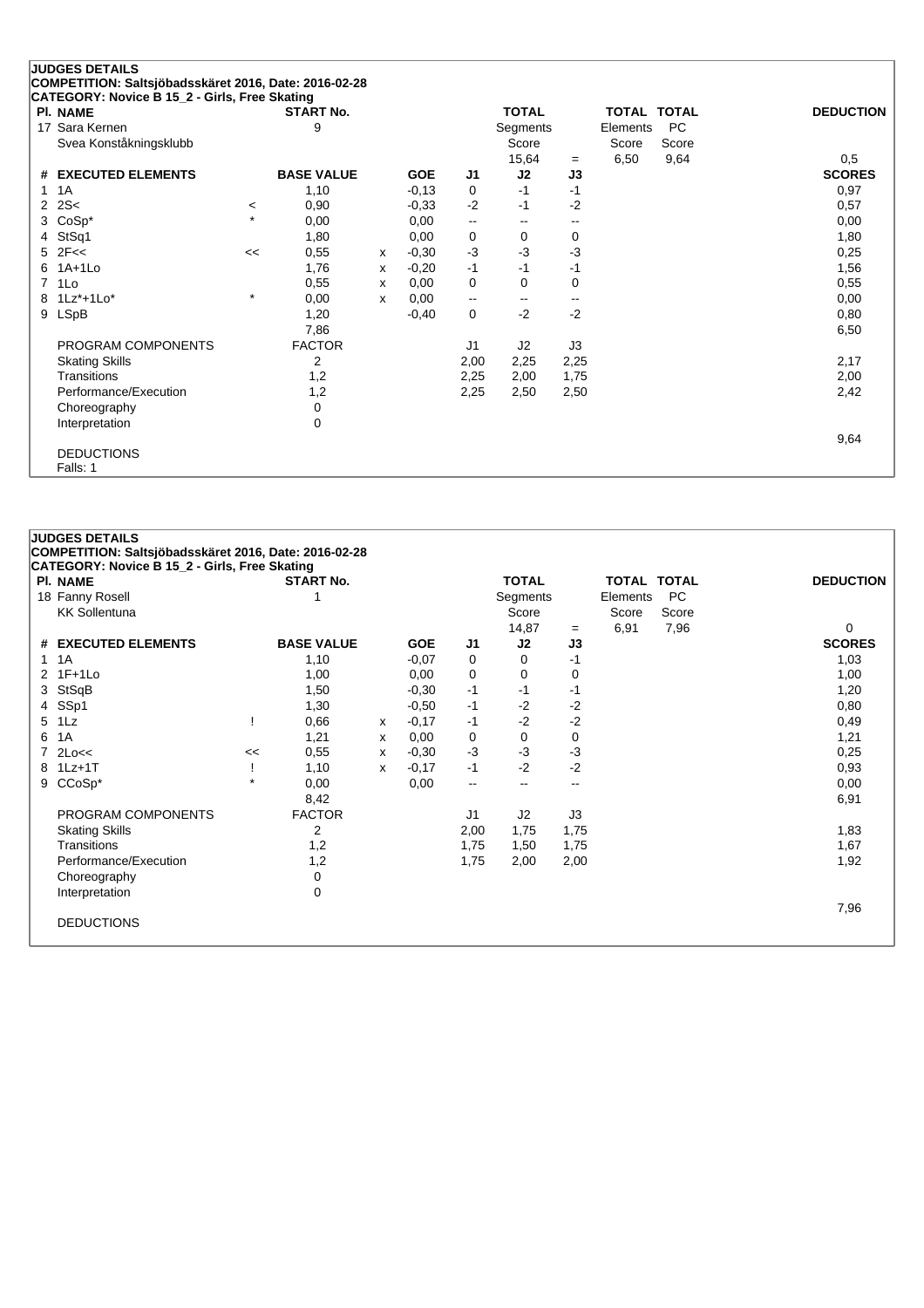**JUDGES DETAILS**
**COMPETITION: Saltsjöbadsskäret 2016, Date: 2016-02-28**
**CATEGORY: Novice B 15_2 - Girls, Free Skating**

| Pl. | NAME | START No. | TOTAL Segments Score | = | TOTAL Elements Score | TOTAL PC Score | DEDUCTION |
|---|---|---|---|---|---|---|---|
| 17 | Sara Kernen<br>Svea Konståkningsklubb | 9 | 15,64 | = | 6,50 | 9,64 | 0,5 |

| # | EXECUTED ELEMENTS | | BASE VALUE | | GOE | J1 | J2 | J3 | SCORES |
|---|---|---|---|---|---|---|---|---|---|
| 1 | 1A | | 1,10 | | -0,13 | 0 | -1 | -1 | 0,97 |
| 2 | 2S< | < | 0,90 | | -0,33 | -2 | -1 | -2 | 0,57 |
| 3 | CoSp* | * | 0,00 | | 0,00 | -- | -- | -- | 0,00 |
| 4 | StSq1 | | 1,80 | | 0,00 | 0 | 0 | 0 | 1,80 |
| 5 | 2F<< | << | 0,55 | x | -0,30 | -3 | -3 | -3 | 0,25 |
| 6 | 1A+1Lo | | 1,76 | x | -0,20 | -1 | -1 | -1 | 1,56 |
| 7 | 1Lo | | 0,55 | x | 0,00 | 0 | 0 | 0 | 0,55 |
| 8 | 1Lz*+1Lo* | * | 0,00 | x | 0,00 | -- | -- | -- | 0,00 |
| 9 | LSpB | | 1,20 | | -0,40 | 0 | -2 | -2 | 0,80 |
| | | | 7,86 | | | | | | 6,50 |

| PROGRAM COMPONENTS | FACTOR | J1 | J2 | J3 | |
|---|---|---|---|---|---|
| Skating Skills | 2 | 2,00 | 2,25 | 2,25 | 2,17 |
| Transitions | 1,2 | 2,25 | 2,00 | 1,75 | 2,00 |
| Performance/Execution | 1,2 | 2,25 | 2,50 | 2,50 | 2,42 |
| Choreography | 0 | | | | |
| Interpretation | 0 | | | | |
| | | | | | 9,64 |

DEDUCTIONS
Falls: 1

**JUDGES DETAILS**
**COMPETITION: Saltsjöbadsskäret 2016, Date: 2016-02-28**
**CATEGORY: Novice B 15_2 - Girls, Free Skating**

| Pl. | NAME | START No. | TOTAL Segments Score | = | TOTAL Elements Score | TOTAL PC Score | DEDUCTION |
|---|---|---|---|---|---|---|---|
| 18 | Fanny Rosell<br>KK Sollentuna | 1 | 14,87 | = | 6,91 | 7,96 | 0 |

| # | EXECUTED ELEMENTS | | BASE VALUE | | GOE | J1 | J2 | J3 | SCORES |
|---|---|---|---|---|---|---|---|---|---|
| 1 | 1A | | 1,10 | | -0,07 | 0 | 0 | -1 | 1,03 |
| 2 | 1F+1Lo | | 1,00 | | 0,00 | 0 | 0 | 0 | 1,00 |
| 3 | StSqB | | 1,50 | | -0,30 | -1 | -1 | -1 | 1,20 |
| 4 | SSp1 | | 1,30 | | -0,50 | -1 | -2 | -2 | 0,80 |
| 5 | 1Lz | ! | 0,66 | x | -0,17 | -1 | -2 | -2 | 0,49 |
| 6 | 1A | | 1,21 | x | 0,00 | 0 | 0 | 0 | 1,21 |
| 7 | 2Lo<< | << | 0,55 | x | -0,30 | -3 | -3 | -3 | 0,25 |
| 8 | 1Lz+1T | ! | 1,10 | x | -0,17 | -1 | -2 | -2 | 0,93 |
| 9 | CCoSp* | * | 0,00 | | 0,00 | -- | -- | -- | 0,00 |
| | | | 8,42 | | | | | | 6,91 |

| PROGRAM COMPONENTS | FACTOR | J1 | J2 | J3 | |
|---|---|---|---|---|---|
| Skating Skills | 2 | 2,00 | 1,75 | 1,75 | 1,83 |
| Transitions | 1,2 | 1,75 | 1,50 | 1,75 | 1,67 |
| Performance/Execution | 1,2 | 1,75 | 2,00 | 2,00 | 1,92 |
| Choreography | 0 | | | | |
| Interpretation | 0 | | | | |
| | | | | | 7,96 |

DEDUCTIONS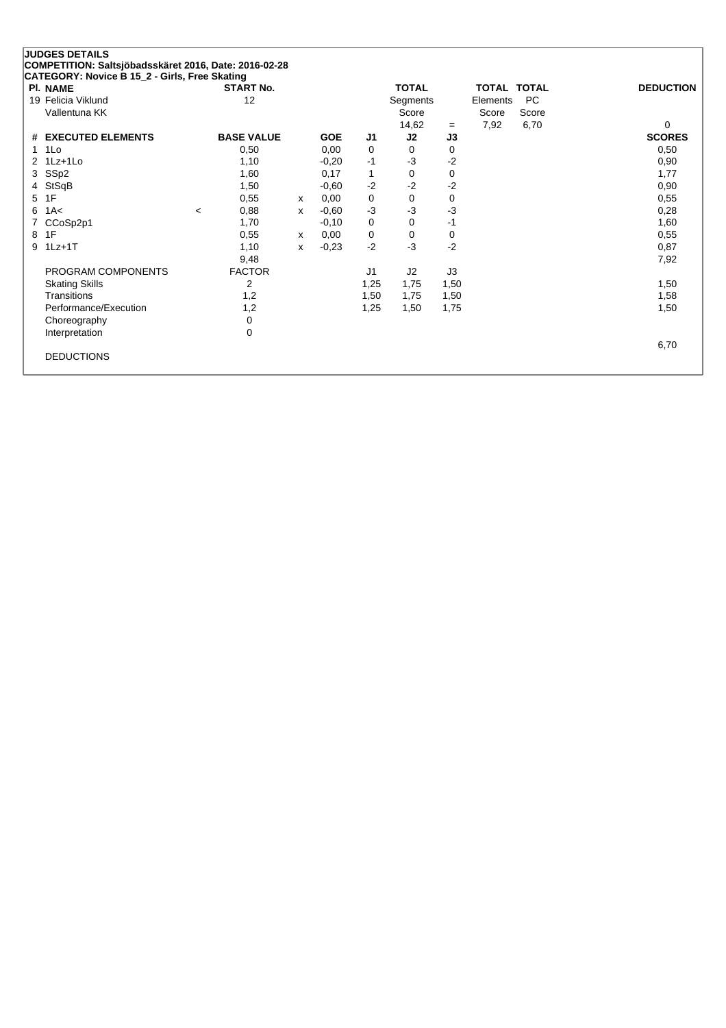**JUDGES DETAILS**

**COMPETITION: Saltsjöbadsskäret 2016, Date: 2016-02-28**

**CATEGORY: Novice B 15_2 - Girls, Free Skating**

| Pl. NAME | START No. | TOTAL Segments Score | | TOTAL Elements Score | TOTAL PC Score | DEDUCTION |
|---|---|---|---|---|---|---|
| 19 Felicia Viklund<br>Vallentuna KK | 12 | 14,62 | = | 7,92 | 6,70 | 0 |

| # | EXECUTED ELEMENTS | | BASE VALUE | | GOE | J1 | J2 | J3 | SCORES |
|---|---|---|---|---|---|---|---|---|---|
| 1 | 1Lo | | 0,50 | | 0,00 | 0 | 0 | 0 | 0,50 |
| 2 | 1Lz+1Lo | | 1,10 | | -0,20 | -1 | -3 | -2 | 0,90 |
| 3 | SSp2 | | 1,60 | | 0,17 | 1 | 0 | 0 | 1,77 |
| 4 | StSqB | | 1,50 | | -0,60 | -2 | -2 | -2 | 0,90 |
| 5 | 1F | | 0,55 | x | 0,00 | 0 | 0 | 0 | 0,55 |
| 6 | 1A< | < | 0,88 | x | -0,60 | -3 | -3 | -3 | 0,28 |
| 7 | CCoSp2p1 | | 1,70 | | -0,10 | 0 | 0 | -1 | 1,60 |
| 8 | 1F | | 0,55 | x | 0,00 | 0 | 0 | 0 | 0,55 |
| 9 | 1Lz+1T | | 1,10 | x | -0,23 | -2 | -3 | -2 | 0,87 |
| | | | 9,48 | | | | | | 7,92 |

| PROGRAM COMPONENTS | FACTOR | J1 | J2 | J3 | |
|---|---|---|---|---|---|
| Skating Skills | 2 | 1,25 | 1,75 | 1,50 | 1,50 |
| Transitions | 1,2 | 1,50 | 1,75 | 1,50 | 1,58 |
| Performance/Execution | 1,2 | 1,25 | 1,50 | 1,75 | 1,50 |
| Choreography | 0 | | | | |
| Interpretation | 0 | | | | |
| | | | | | 6,70 |

DEDUCTIONS